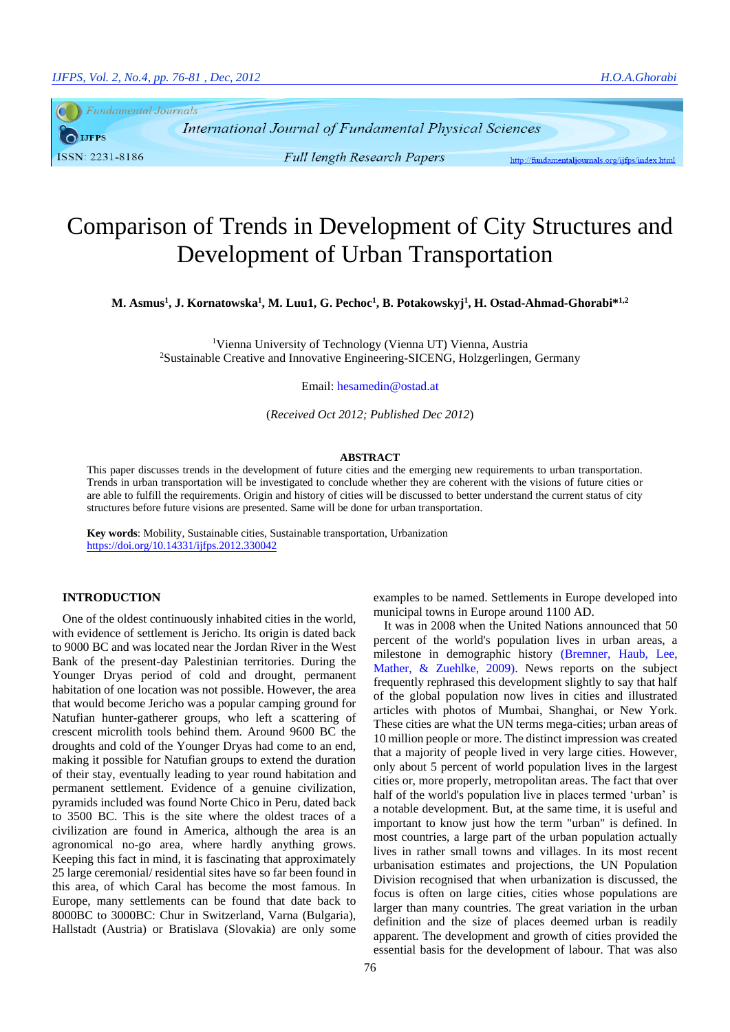# Comparison of Trends in Development of City Structures and Development of Urban Transportation

**M. Asmus[1], J. Kornatowska[1], M. Luu1, G. Pechoc[1], B. Potakowskyj[1], H. Ostad-Ahmad-Ghorabi*[1,2]**

[1]Vienna University of Technology (Vienna UT) Vienna, Austria
[2]Sustainable Creative and Innovative Engineering-SICENG, Holzgerlingen, Germany

Email: hesamedin@ostad.at

(*Received Oct 2012; Published Dec 2012*)

## ABSTRACT

This paper discusses trends in the development of future cities and the emerging new requirements to urban transportation. Trends in urban transportation will be investigated to conclude whether they are coherent with the visions of future cities or are able to fulfill the requirements. Origin and history of cities will be discussed to better understand the current status of city structures before future visions are presented. Same will be done for urban transportation.

**Key words**: Mobility, Sustainable cities, Sustainable transportation, Urbanization
https://doi.org/10.14331/ijfps.2012.330042

## INTRODUCTION

One of the oldest continuously inhabited cities in the world, with evidence of settlement is Jericho. Its origin is dated back to 9000 BC and was located near the Jordan River in the West Bank of the present-day Palestinian territories. During the Younger Dryas period of cold and drought, permanent habitation of one location was not possible. However, the area that would become Jericho was a popular camping ground for Natufian hunter-gatherer groups, who left a scattering of crescent microlith tools behind them. Around 9600 BC the droughts and cold of the Younger Dryas had come to an end, making it possible for Natufian groups to extend the duration of their stay, eventually leading to year round habitation and permanent settlement. Evidence of a genuine civilization, pyramids included was found Norte Chico in Peru, dated back to 3500 BC. This is the site where the oldest traces of a civilization are found in America, although the area is an agronomical no-go area, where hardly anything grows. Keeping this fact in mind, it is fascinating that approximately 25 large ceremonial/ residential sites have so far been found in this area, of which Caral has become the most famous. In Europe, many settlements can be found that date back to 8000BC to 3000BC: Chur in Switzerland, Varna (Bulgaria), Hallstadt (Austria) or Bratislava (Slovakia) are only some examples to be named. Settlements in Europe developed into municipal towns in Europe around 1100 AD.

It was in 2008 when the United Nations announced that 50 percent of the world's population lives in urban areas, a milestone in demographic history (Bremner, Haub, Lee, Mather, & Zuehlke, 2009). News reports on the subject frequently rephrased this development slightly to say that half of the global population now lives in cities and illustrated articles with photos of Mumbai, Shanghai, or New York. These cities are what the UN terms mega-cities; urban areas of 10 million people or more. The distinct impression was created that a majority of people lived in very large cities. However, only about 5 percent of world population lives in the largest cities or, more properly, metropolitan areas. The fact that over half of the world's population live in places termed 'urban' is a notable development. But, at the same time, it is useful and important to know just how the term "urban" is defined. In most countries, a large part of the urban population actually lives in rather small towns and villages. In its most recent urbanisation estimates and projections, the UN Population Division recognised that when urbanization is discussed, the focus is often on large cities, cities whose populations are larger than many countries. The great variation in the urban definition and the size of places deemed urban is readily apparent. The development and growth of cities provided the essential basis for the development of labour. That was also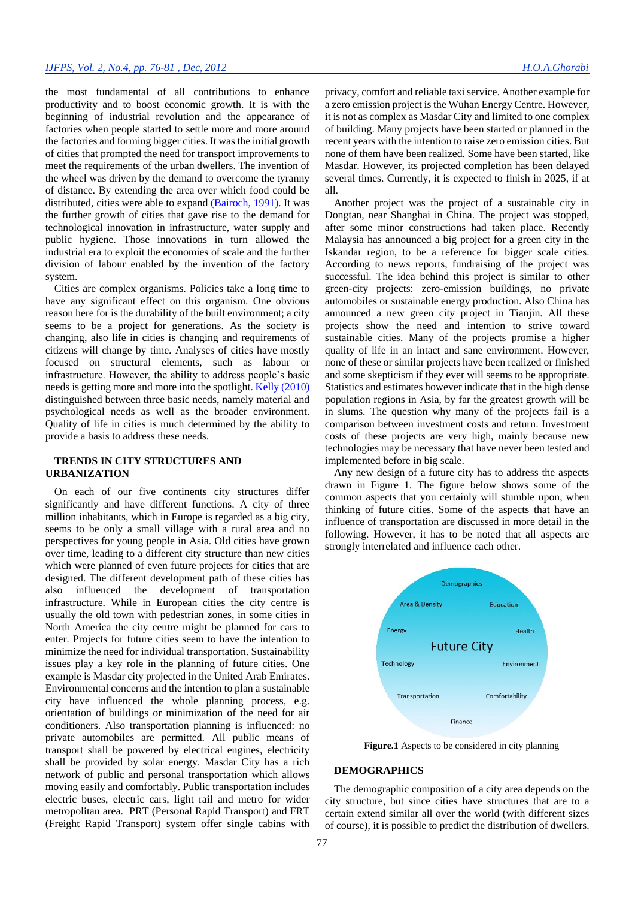the most fundamental of all contributions to enhance productivity and to boost economic growth. It is with the beginning of industrial revolution and the appearance of factories when people started to settle more and more around the factories and forming bigger cities. It was the initial growth of cities that prompted the need for transport improvements to meet the requirements of the urban dwellers. The invention of the wheel was driven by the demand to overcome the tyranny of distance. By extending the area over which food could be distributed, cities were able to expand (Bairoch, 1991). It was the further growth of cities that gave rise to the demand for technological innovation in infrastructure, water supply and public hygiene. Those innovations in turn allowed the industrial era to exploit the economies of scale and the further division of labour enabled by the invention of the factory system.

Cities are complex organisms. Policies take a long time to have any significant effect on this organism. One obvious reason here for is the durability of the built environment; a city seems to be a project for generations. As the society is changing, also life in cities is changing and requirements of citizens will change by time. Analyses of cities have mostly focused on structural elements, such as labour or infrastructure. However, the ability to address people's basic needs is getting more and more into the spotlight. Kelly (2010) distinguished between three basic needs, namely material and psychological needs as well as the broader environment. Quality of life in cities is much determined by the ability to provide a basis to address these needs.

## TRENDS IN CITY STRUCTURES AND URBANIZATION

On each of our five continents city structures differ significantly and have different functions. A city of three million inhabitants, which in Europe is regarded as a big city, seems to be only a small village with a rural area and no perspectives for young people in Asia. Old cities have grown over time, leading to a different city structure than new cities which were planned of even future projects for cities that are designed. The different development path of these cities has also influenced the development of transportation infrastructure. While in European cities the city centre is usually the old town with pedestrian zones, in some cities in North America the city centre might be planned for cars to enter. Projects for future cities seem to have the intention to minimize the need for individual transportation. Sustainability issues play a key role in the planning of future cities. One example is Masdar city projected in the United Arab Emirates. Environmental concerns and the intention to plan a sustainable city have influenced the whole planning process, e.g. orientation of buildings or minimization of the need for air conditioners. Also transportation planning is influenced: no private automobiles are permitted. All public means of transport shall be powered by electrical engines, electricity shall be provided by solar energy. Masdar City has a rich network of public and personal transportation which allows moving easily and comfortably. Public transportation includes electric buses, electric cars, light rail and metro for wider metropolitan area. PRT (Personal Rapid Transport) and FRT (Freight Rapid Transport) system offer single cabins with privacy, comfort and reliable taxi service. Another example for a zero emission project is the Wuhan Energy Centre. However, it is not as complex as Masdar City and limited to one complex of building. Many projects have been started or planned in the recent years with the intention to raise zero emission cities. But none of them have been realized. Some have been started, like Masdar. However, its projected completion has been delayed several times. Currently, it is expected to finish in 2025, if at all.

Another project was the project of a sustainable city in Dongtan, near Shanghai in China. The project was stopped, after some minor constructions had taken place. Recently Malaysia has announced a big project for a green city in the Iskandar region, to be a reference for bigger scale cities. According to news reports, fundraising of the project was successful. The idea behind this project is similar to other green-city projects: zero-emission buildings, no private automobiles or sustainable energy production. Also China has announced a new green city project in Tianjin. All these projects show the need and intention to strive toward sustainable cities. Many of the projects promise a higher quality of life in an intact and sane environment. However, none of these or similar projects have been realized or finished and some skepticism if they ever will seems to be appropriate. Statistics and estimates however indicate that in the high dense population regions in Asia, by far the greatest growth will be in slums. The question why many of the projects fail is a comparison between investment costs and return. Investment costs of these projects are very high, mainly because new technologies may be necessary that have never been tested and implemented before in big scale.

Any new design of a future city has to address the aspects drawn in Figure 1. The figure below shows some of the common aspects that you certainly will stumble upon, when thinking of future cities. Some of the aspects that have an influence of transportation are discussed in more detail in the following. However, it has to be noted that all aspects are strongly interrelated and influence each other.

Future City: Demographics, Area & Density, Education, Energy, Health, Technology, Environment, Transportation, Comfortability, Finance

**Figure.1** Aspects to be considered in city planning

## DEMOGRAPHICS

The demographic composition of a city area depends on the city structure, but since cities have structures that are to a certain extend similar all over the world (with different sizes of course), it is possible to predict the distribution of dwellers.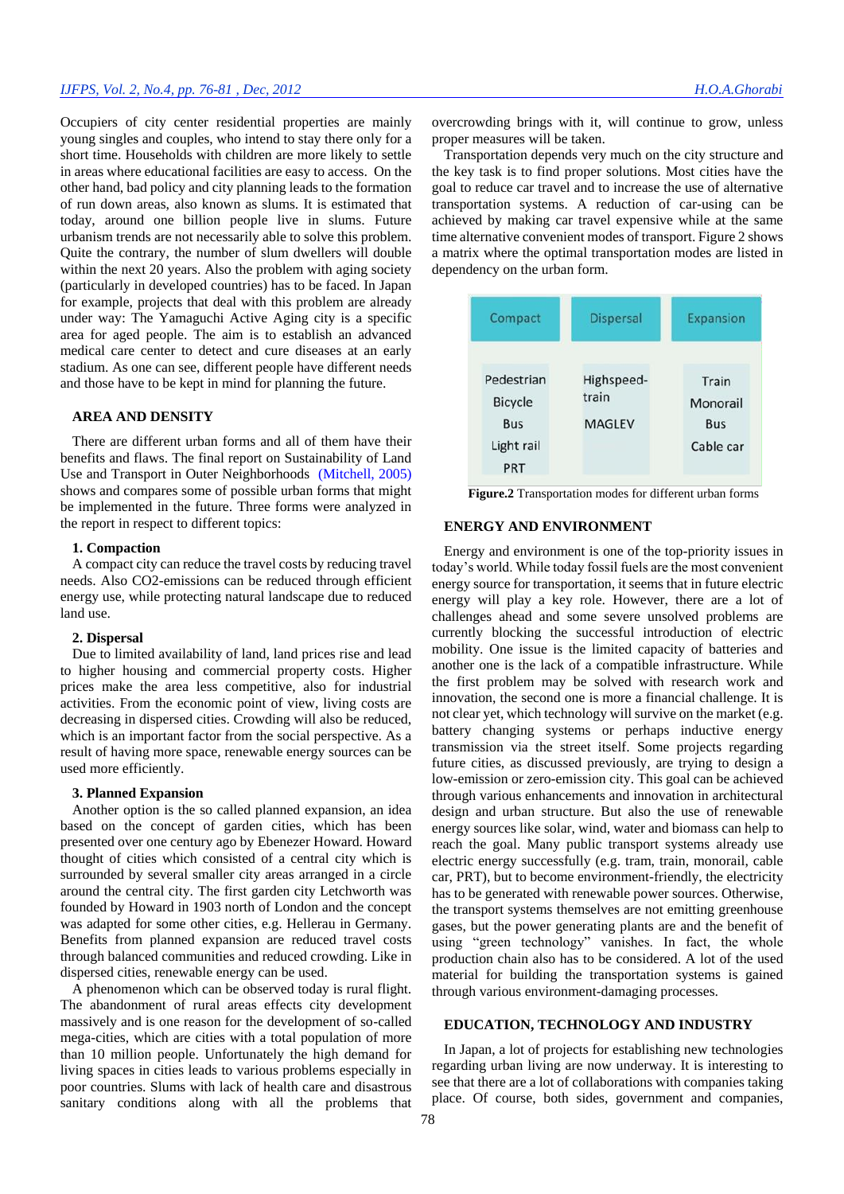Occupiers of city center residential properties are mainly young singles and couples, who intend to stay there only for a short time. Households with children are more likely to settle in areas where educational facilities are easy to access. On the other hand, bad policy and city planning leads to the formation of run down areas, also known as slums. It is estimated that today, around one billion people live in slums. Future urbanism trends are not necessarily able to solve this problem. Quite the contrary, the number of slum dwellers will double within the next 20 years. Also the problem with aging society (particularly in developed countries) has to be faced. In Japan for example, projects that deal with this problem are already under way: The Yamaguchi Active Aging city is a specific area for aged people. The aim is to establish an advanced medical care center to detect and cure diseases at an early stadium. As one can see, different people have different needs and those have to be kept in mind for planning the future.

## AREA AND DENSITY

There are different urban forms and all of them have their benefits and flaws. The final report on Sustainability of Land Use and Transport in Outer Neighborhoods (Mitchell, 2005) shows and compares some of possible urban forms that might be implemented in the future. Three forms were analyzed in the report in respect to different topics:

### 1. Compaction

A compact city can reduce the travel costs by reducing travel needs. Also CO2-emissions can be reduced through efficient energy use, while protecting natural landscape due to reduced land use.

### 2. Dispersal

Due to limited availability of land, land prices rise and lead to higher housing and commercial property costs. Higher prices make the area less competitive, also for industrial activities. From the economic point of view, living costs are decreasing in dispersed cities. Crowding will also be reduced, which is an important factor from the social perspective. As a result of having more space, renewable energy sources can be used more efficiently.

### 3. Planned Expansion

Another option is the so called planned expansion, an idea based on the concept of garden cities, which has been presented over one century ago by Ebenezer Howard. Howard thought of cities which consisted of a central city which is surrounded by several smaller city areas arranged in a circle around the central city. The first garden city Letchworth was founded by Howard in 1903 north of London and the concept was adapted for some other cities, e.g. Hellerau in Germany. Benefits from planned expansion are reduced travel costs through balanced communities and reduced crowding. Like in dispersed cities, renewable energy can be used.

A phenomenon which can be observed today is rural flight. The abandonment of rural areas effects city development massively and is one reason for the development of so-called mega-cities, which are cities with a total population of more than 10 million people. Unfortunately the high demand for living spaces in cities leads to various problems especially in poor countries. Slums with lack of health care and disastrous sanitary conditions along with all the problems that overcrowding brings with it, will continue to grow, unless proper measures will be taken.

Transportation depends very much on the city structure and the key task is to find proper solutions. Most cities have the goal to reduce car travel and to increase the use of alternative transportation systems. A reduction of car-using can be achieved by making car travel expensive while at the same time alternative convenient modes of transport. Figure 2 shows a matrix where the optimal transportation modes are listed in dependency on the urban form.

| Compact | Dispersal | Expansion |
|---|---|---|
| Pedestrian<br>Bicycle<br>Bus<br>Light rail<br>PRT | Highspeed-train<br>MAGLEV | Train<br>Monorail<br>Bus<br>Cable car |

**Figure.2** Transportation modes for different urban forms

## ENERGY AND ENVIRONMENT

Energy and environment is one of the top-priority issues in today's world. While today fossil fuels are the most convenient energy source for transportation, it seems that in future electric energy will play a key role. However, there are a lot of challenges ahead and some severe unsolved problems are currently blocking the successful introduction of electric mobility. One issue is the limited capacity of batteries and another one is the lack of a compatible infrastructure. While the first problem may be solved with research work and innovation, the second one is more a financial challenge. It is not clear yet, which technology will survive on the market (e.g. battery changing systems or perhaps inductive energy transmission via the street itself. Some projects regarding future cities, as discussed previously, are trying to design a low-emission or zero-emission city. This goal can be achieved through various enhancements and innovation in architectural design and urban structure. But also the use of renewable energy sources like solar, wind, water and biomass can help to reach the goal. Many public transport systems already use electric energy successfully (e.g. tram, train, monorail, cable car, PRT), but to become environment-friendly, the electricity has to be generated with renewable power sources. Otherwise, the transport systems themselves are not emitting greenhouse gases, but the power generating plants are and the benefit of using "green technology" vanishes. In fact, the whole production chain also has to be considered. A lot of the used material for building the transportation systems is gained through various environment-damaging processes.

## EDUCATION, TECHNOLOGY AND INDUSTRY

In Japan, a lot of projects for establishing new technologies regarding urban living are now underway. It is interesting to see that there are a lot of collaborations with companies taking place. Of course, both sides, government and companies,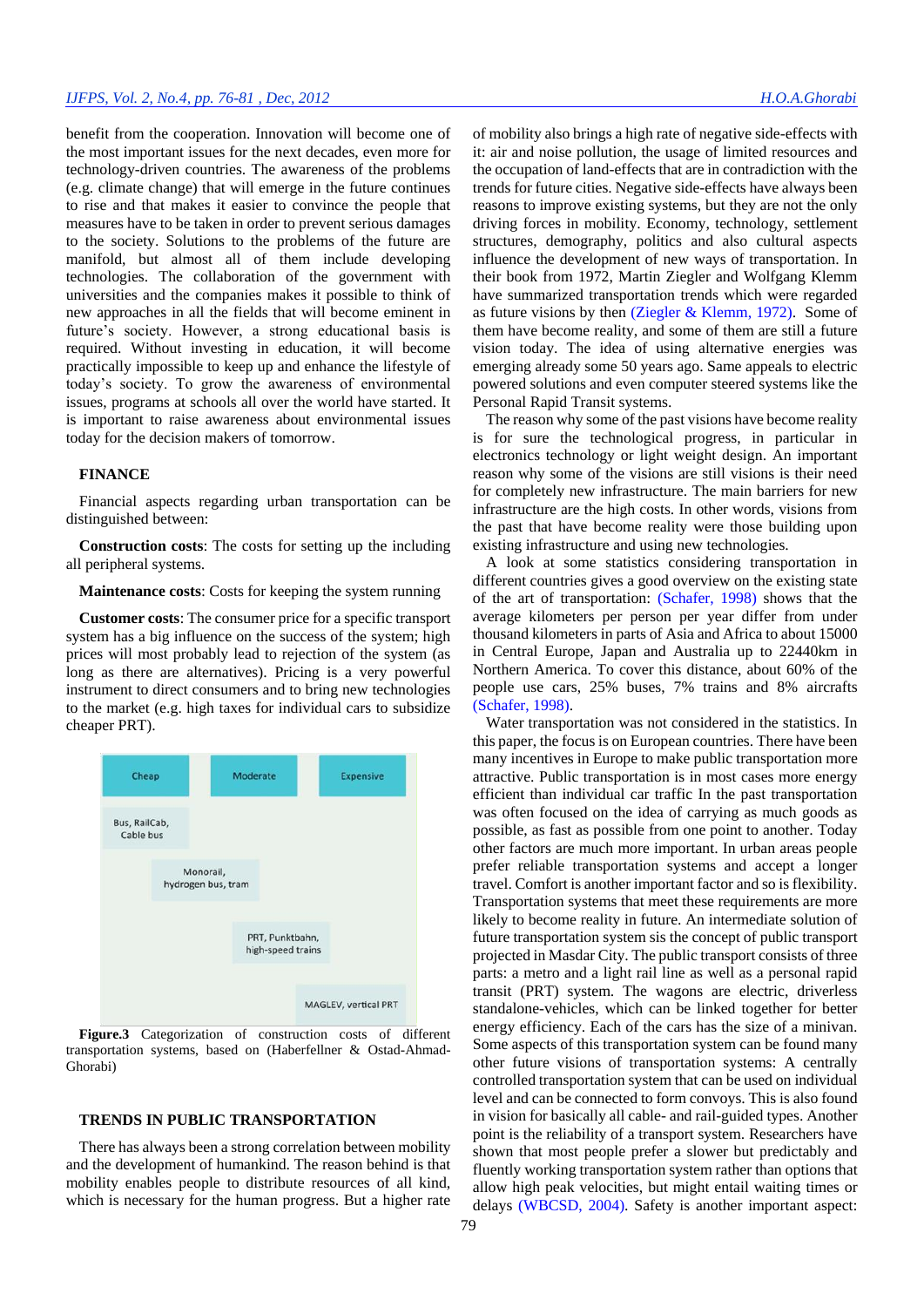benefit from the cooperation. Innovation will become one of the most important issues for the next decades, even more for technology-driven countries. The awareness of the problems (e.g. climate change) that will emerge in the future continues to rise and that makes it easier to convince the people that measures have to be taken in order to prevent serious damages to the society. Solutions to the problems of the future are manifold, but almost all of them include developing technologies. The collaboration of the government with universities and the companies makes it possible to think of new approaches in all the fields that will become eminent in future's society. However, a strong educational basis is required. Without investing in education, it will become practically impossible to keep up and enhance the lifestyle of today's society. To grow the awareness of environmental issues, programs at schools all over the world have started. It is important to raise awareness about environmental issues today for the decision makers of tomorrow.

## FINANCE

Financial aspects regarding urban transportation can be distinguished between:

**Construction costs**: The costs for setting up the including all peripheral systems.

**Maintenance costs**: Costs for keeping the system running

**Customer costs**: The consumer price for a specific transport system has a big influence on the success of the system; high prices will most probably lead to rejection of the system (as long as there are alternatives). Pricing is a very powerful instrument to direct consumers and to bring new technologies to the market (e.g. high taxes for individual cars to subsidize cheaper PRT).

| Cheap | Moderate | Expensive |
|---|---|---|
| Bus, RailCab, Cable bus | | |
| Monorail, hydrogen bus, tram | | |
| | PRT, Punktbahn, high-speed trains | |
| | | MAGLEV, vertical PRT |

**Figure.3** Categorization of construction costs of different transportation systems, based on (Haberfellner & Ostad-Ahmad-Ghorabi)

## TRENDS IN PUBLIC TRANSPORTATION

There has always been a strong correlation between mobility and the development of humankind. The reason behind is that mobility enables people to distribute resources of all kind, which is necessary for the human progress. But a higher rate of mobility also brings a high rate of negative side-effects with it: air and noise pollution, the usage of limited resources and the occupation of land-effects that are in contradiction with the trends for future cities. Negative side-effects have always been reasons to improve existing systems, but they are not the only driving forces in mobility. Economy, technology, settlement structures, demography, politics and also cultural aspects influence the development of new ways of transportation. In their book from 1972, Martin Ziegler and Wolfgang Klemm have summarized transportation trends which were regarded as future visions by then (Ziegler & Klemm, 1972). Some of them have become reality, and some of them are still a future vision today. The idea of using alternative energies was emerging already some 50 years ago. Same appeals to electric powered solutions and even computer steered systems like the Personal Rapid Transit systems.

The reason why some of the past visions have become reality is for sure the technological progress, in particular in electronics technology or light weight design. An important reason why some of the visions are still visions is their need for completely new infrastructure. The main barriers for new infrastructure are the high costs. In other words, visions from the past that have become reality were those building upon existing infrastructure and using new technologies.

A look at some statistics considering transportation in different countries gives a good overview on the existing state of the art of transportation: (Schafer, 1998) shows that the average kilometers per person per year differ from under thousand kilometers in parts of Asia and Africa to about 15000 in Central Europe, Japan and Australia up to 22440km in Northern America. To cover this distance, about 60% of the people use cars, 25% buses, 7% trains and 8% aircrafts (Schafer, 1998).

Water transportation was not considered in the statistics. In this paper, the focus is on European countries. There have been many incentives in Europe to make public transportation more attractive. Public transportation is in most cases more energy efficient than individual car traffic In the past transportation was often focused on the idea of carrying as much goods as possible, as fast as possible from one point to another. Today other factors are much more important. In urban areas people prefer reliable transportation systems and accept a longer travel. Comfort is another important factor and so is flexibility. Transportation systems that meet these requirements are more likely to become reality in future. An intermediate solution of future transportation system sis the concept of public transport projected in Masdar City. The public transport consists of three parts: a metro and a light rail line as well as a personal rapid transit (PRT) system. The wagons are electric, driverless standalone-vehicles, which can be linked together for better energy efficiency. Each of the cars has the size of a minivan. Some aspects of this transportation system can be found many other future visions of transportation systems: A centrally controlled transportation system that can be used on individual level and can be connected to form convoys. This is also found in vision for basically all cable- and rail-guided types. Another point is the reliability of a transport system. Researchers have shown that most people prefer a slower but predictably and fluently working transportation system rather than options that allow high peak velocities, but might entail waiting times or delays (WBCSD, 2004). Safety is another important aspect: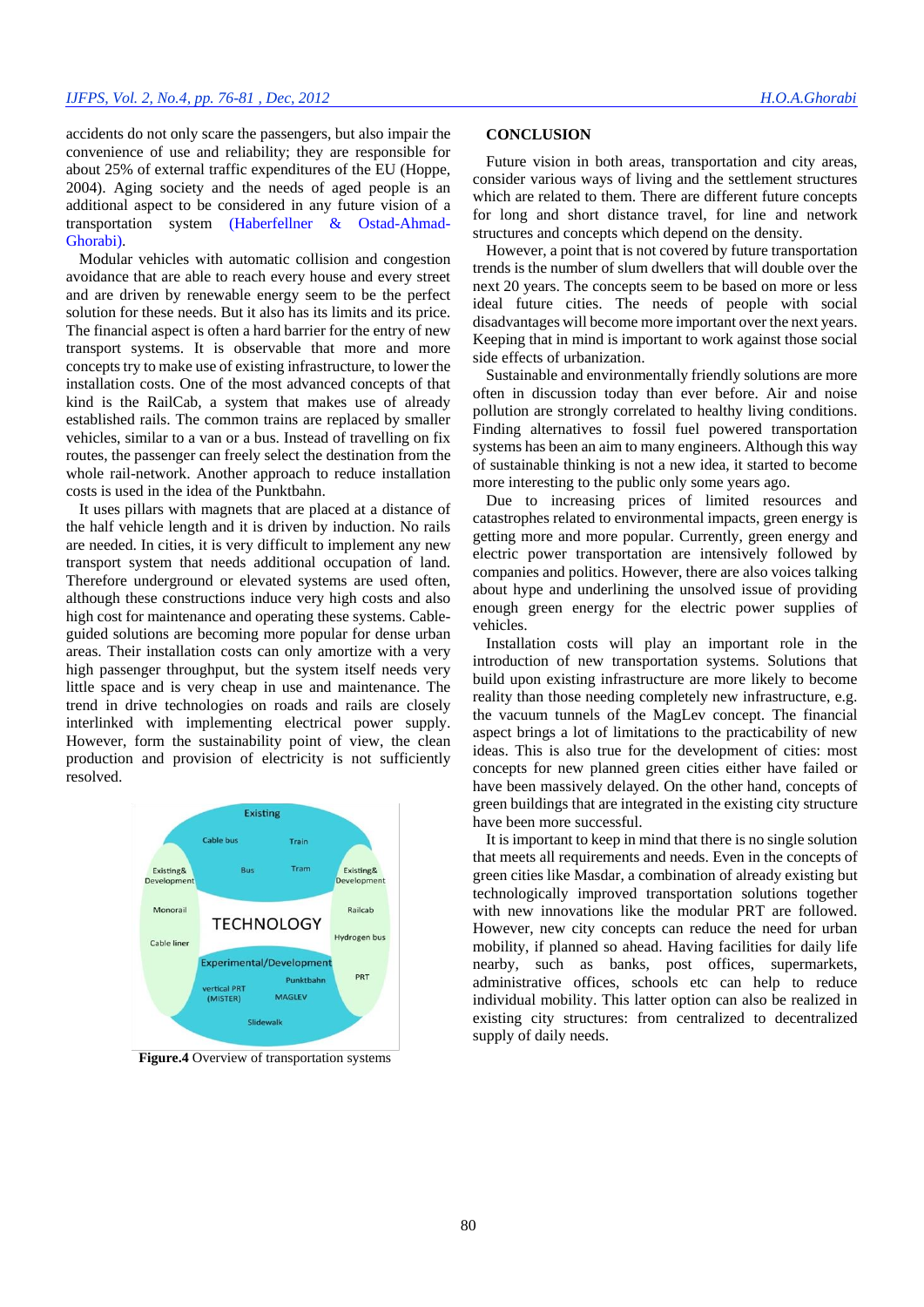accidents do not only scare the passengers, but also impair the convenience of use and reliability; they are responsible for about 25% of external traffic expenditures of the EU (Hoppe, 2004). Aging society and the needs of aged people is an additional aspect to be considered in any future vision of a transportation system (Haberfellner & Ostad-Ahmad-Ghorabi).

Modular vehicles with automatic collision and congestion avoidance that are able to reach every house and every street and are driven by renewable energy seem to be the perfect solution for these needs. But it also has its limits and its price. The financial aspect is often a hard barrier for the entry of new transport systems. It is observable that more and more concepts try to make use of existing infrastructure, to lower the installation costs. One of the most advanced concepts of that kind is the RailCab, a system that makes use of already established rails. The common trains are replaced by smaller vehicles, similar to a van or a bus. Instead of travelling on fix routes, the passenger can freely select the destination from the whole rail-network. Another approach to reduce installation costs is used in the idea of the Punktbahn.

It uses pillars with magnets that are placed at a distance of the half vehicle length and it is driven by induction. No rails are needed. In cities, it is very difficult to implement any new transport system that needs additional occupation of land. Therefore underground or elevated systems are used often, although these constructions induce very high costs and also high cost for maintenance and operating these systems. Cable-guided solutions are becoming more popular for dense urban areas. Their installation costs can only amortize with a very high passenger throughput, but the system itself needs very little space and is very cheap in use and maintenance. The trend in drive technologies on roads and rails are closely interlinked with implementing electrical power supply. However, form the sustainability point of view, the clean production and provision of electricity is not sufficiently resolved.

**Figure.4** Overview of transportation systems

## CONCLUSION

Future vision in both areas, transportation and city areas, consider various ways of living and the settlement structures which are related to them. There are different future concepts for long and short distance travel, for line and network structures and concepts which depend on the density.

However, a point that is not covered by future transportation trends is the number of slum dwellers that will double over the next 20 years. The concepts seem to be based on more or less ideal future cities. The needs of people with social disadvantages will become more important over the next years. Keeping that in mind is important to work against those social side effects of urbanization.

Sustainable and environmentally friendly solutions are more often in discussion today than ever before. Air and noise pollution are strongly correlated to healthy living conditions. Finding alternatives to fossil fuel powered transportation systems has been an aim to many engineers. Although this way of sustainable thinking is not a new idea, it started to become more interesting to the public only some years ago.

Due to increasing prices of limited resources and catastrophes related to environmental impacts, green energy is getting more and more popular. Currently, green energy and electric power transportation are intensively followed by companies and politics. However, there are also voices talking about hype and underlining the unsolved issue of providing enough green energy for the electric power supplies of vehicles.

Installation costs will play an important role in the introduction of new transportation systems. Solutions that build upon existing infrastructure are more likely to become reality than those needing completely new infrastructure, e.g. the vacuum tunnels of the MagLev concept. The financial aspect brings a lot of limitations to the practicability of new ideas. This is also true for the development of cities: most concepts for new planned green cities either have failed or have been massively delayed. On the other hand, concepts of green buildings that are integrated in the existing city structure have been more successful.

It is important to keep in mind that there is no single solution that meets all requirements and needs. Even in the concepts of green cities like Masdar, a combination of already existing but technologically improved transportation solutions together with new innovations like the modular PRT are followed. However, new city concepts can reduce the need for urban mobility, if planned so ahead. Having facilities for daily life nearby, such as banks, post offices, supermarkets, administrative offices, schools etc can help to reduce individual mobility. This latter option can also be realized in existing city structures: from centralized to decentralized supply of daily needs.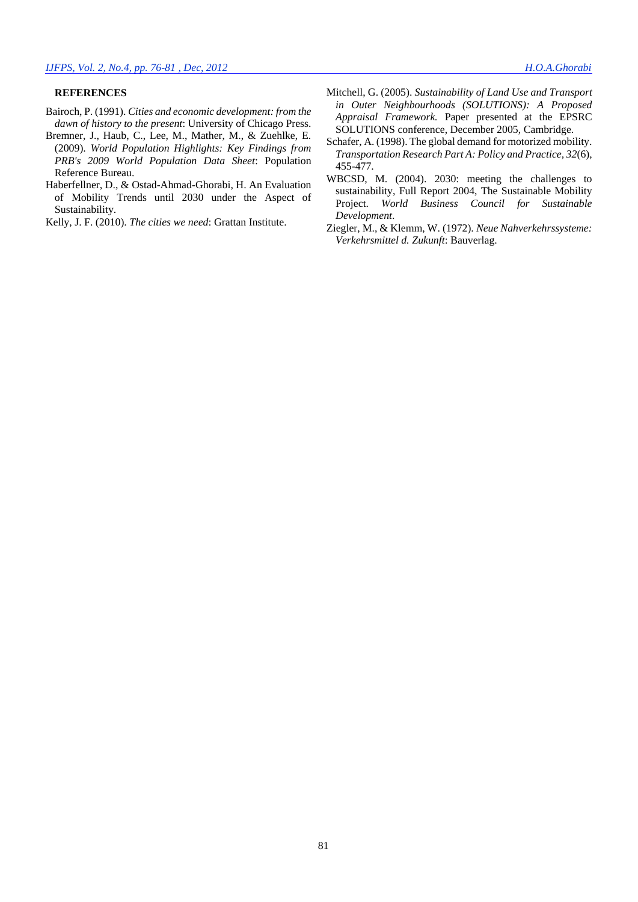## REFERENCES

Bairoch, P. (1991). *Cities and economic development: from the dawn of history to the present*: University of Chicago Press.

Bremner, J., Haub, C., Lee, M., Mather, M., & Zuehlke, E. (2009). *World Population Highlights: Key Findings from PRB's 2009 World Population Data Sheet*: Population Reference Bureau.

Haberfellner, D., & Ostad-Ahmad-Ghorabi, H. An Evaluation of Mobility Trends until 2030 under the Aspect of Sustainability.

Kelly, J. F. (2010). *The cities we need*: Grattan Institute.

Mitchell, G. (2005). *Sustainability of Land Use and Transport in Outer Neighbourhoods (SOLUTIONS): A Proposed Appraisal Framework.* Paper presented at the EPSRC SOLUTIONS conference, December 2005, Cambridge.

Schafer, A. (1998). The global demand for motorized mobility. *Transportation Research Part A: Policy and Practice, 32*(6), 455-477.

WBCSD, M. (2004). 2030: meeting the challenges to sustainability, Full Report 2004, The Sustainable Mobility Project. *World Business Council for Sustainable Development*.

Ziegler, M., & Klemm, W. (1972). *Neue Nahverkehrssysteme: Verkehrsmittel d. Zukunft*: Bauverlag.